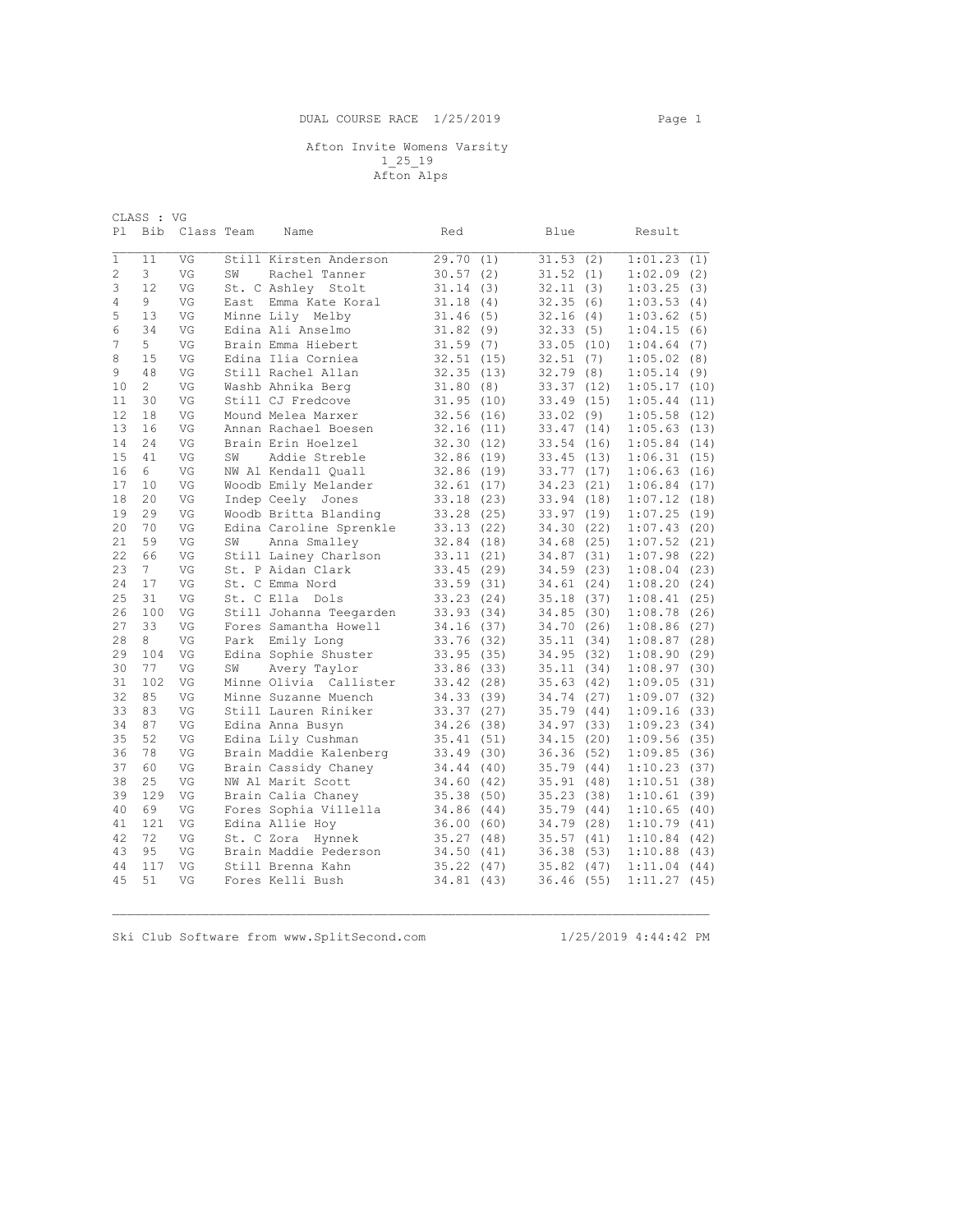DUAL COURSE RACE 1/25/2019

# Afton Invite Womens Varsity

1_25_19

Afton Alps

CLASS : VG

| Pl | Bib | Class | Team | Name | Red | Blue | Result |
|---|---|---|---|---|---|---|---|
| 1 | 11 | VG | Still | Kirsten Anderson | 29.70 (1) | 31.53 (2) | 1:01.23 (1) |
| 2 | 3 | VG | SW | Rachel Tanner | 30.57 (2) | 31.52 (1) | 1:02.09 (2) |
| 3 | 12 | VG | St. C | Ashley Stolt | 31.14 (3) | 32.11 (3) | 1:03.25 (3) |
| 4 | 9 | VG | East | Emma Kate Koral | 31.18 (4) | 32.35 (6) | 1:03.53 (4) |
| 5 | 13 | VG | Minne | Lily Melby | 31.46 (5) | 32.16 (4) | 1:03.62 (5) |
| 6 | 34 | VG | Edina | Ali Anselmo | 31.82 (9) | 32.33 (5) | 1:04.15 (6) |
| 7 | 5 | VG | Brain | Emma Hiebert | 31.59 (7) | 33.05 (10) | 1:04.64 (7) |
| 8 | 15 | VG | Edina | Ilia Corniea | 32.51 (15) | 32.51 (7) | 1:05.02 (8) |
| 9 | 48 | VG | Still | Rachel Allan | 32.35 (13) | 32.79 (8) | 1:05.14 (9) |
| 10 | 2 | VG | Washb | Ahnika Berg | 31.80 (8) | 33.37 (12) | 1:05.17 (10) |
| 11 | 30 | VG | Still | CJ Fredcove | 31.95 (10) | 33.49 (15) | 1:05.44 (11) |
| 12 | 18 | VG | Mound | Melea Marxer | 32.56 (16) | 33.02 (9) | 1:05.58 (12) |
| 13 | 16 | VG | Annan | Rachael Boesen | 32.16 (11) | 33.47 (14) | 1:05.63 (13) |
| 14 | 24 | VG | Brain | Erin Hoelzel | 32.30 (12) | 33.54 (16) | 1:05.84 (14) |
| 15 | 41 | VG | SW | Addie Streble | 32.86 (19) | 33.45 (13) | 1:06.31 (15) |
| 16 | 6 | VG | NW Al | Kendall Quall | 32.86 (19) | 33.77 (17) | 1:06.63 (16) |
| 17 | 10 | VG | Woodb | Emily Melander | 32.61 (17) | 34.23 (21) | 1:06.84 (17) |
| 18 | 20 | VG | Indep | Ceely Jones | 33.18 (23) | 33.94 (18) | 1:07.12 (18) |
| 19 | 29 | VG | Woodb | Britta Blanding | 33.28 (25) | 33.97 (19) | 1:07.25 (19) |
| 20 | 70 | VG | Edina | Caroline Sprenkle | 33.13 (22) | 34.30 (22) | 1:07.43 (20) |
| 21 | 59 | VG | SW | Anna Smalley | 32.84 (18) | 34.68 (25) | 1:07.52 (21) |
| 22 | 66 | VG | Still | Lainey Charlson | 33.11 (21) | 34.87 (31) | 1:07.98 (22) |
| 23 | 7 | VG | St. P | Aidan Clark | 33.45 (29) | 34.59 (23) | 1:08.04 (23) |
| 24 | 17 | VG | St. C | Emma Nord | 33.59 (31) | 34.61 (24) | 1:08.20 (24) |
| 25 | 31 | VG | St. C | Ella Dols | 33.23 (24) | 35.18 (37) | 1:08.41 (25) |
| 26 | 100 | VG | Still | Johanna Teegarden | 33.93 (34) | 34.85 (30) | 1:08.78 (26) |
| 27 | 33 | VG | Fores | Samantha Howell | 34.16 (37) | 34.70 (26) | 1:08.86 (27) |
| 28 | 8 | VG | Park | Emily Long | 33.76 (32) | 35.11 (34) | 1:08.87 (28) |
| 29 | 104 | VG | Edina | Sophie Shuster | 33.95 (35) | 34.95 (32) | 1:08.90 (29) |
| 30 | 77 | VG | SW | Avery Taylor | 33.86 (33) | 35.11 (34) | 1:08.97 (30) |
| 31 | 102 | VG | Minne | Olivia Callister | 33.42 (28) | 35.63 (42) | 1:09.05 (31) |
| 32 | 85 | VG | Minne | Suzanne Muench | 34.33 (39) | 34.74 (27) | 1:09.07 (32) |
| 33 | 83 | VG | Still | Lauren Riniker | 33.37 (27) | 35.79 (44) | 1:09.16 (33) |
| 34 | 87 | VG | Edina | Anna Busyn | 34.26 (38) | 34.97 (33) | 1:09.23 (34) |
| 35 | 52 | VG | Edina | Lily Cushman | 35.41 (51) | 34.15 (20) | 1:09.56 (35) |
| 36 | 78 | VG | Brain | Maddie Kalenberg | 33.49 (30) | 36.36 (52) | 1:09.85 (36) |
| 37 | 60 | VG | Brain | Cassidy Chaney | 34.44 (40) | 35.79 (44) | 1:10.23 (37) |
| 38 | 25 | VG | NW Al | Marit Scott | 34.60 (42) | 35.91 (48) | 1:10.51 (38) |
| 39 | 129 | VG | Brain | Calia Chaney | 35.38 (50) | 35.23 (38) | 1:10.61 (39) |
| 40 | 69 | VG | Fores | Sophia Villella | 34.86 (44) | 35.79 (44) | 1:10.65 (40) |
| 41 | 121 | VG | Edina | Allie Hoy | 36.00 (60) | 34.79 (28) | 1:10.79 (41) |
| 42 | 72 | VG | St. C | Zora Hynnek | 35.27 (48) | 35.57 (41) | 1:10.84 (42) |
| 43 | 95 | VG | Brain | Maddie Pederson | 34.50 (41) | 36.38 (53) | 1:10.88 (43) |
| 44 | 117 | VG | Still | Brenna Kahn | 35.22 (47) | 35.82 (47) | 1:11.04 (44) |
| 45 | 51 | VG | Fores | Kelli Bush | 34.81 (43) | 36.46 (55) | 1:11.27 (45) |

Ski Club Software from www.SplitSecond.com 1/25/2019 4:44:42 PM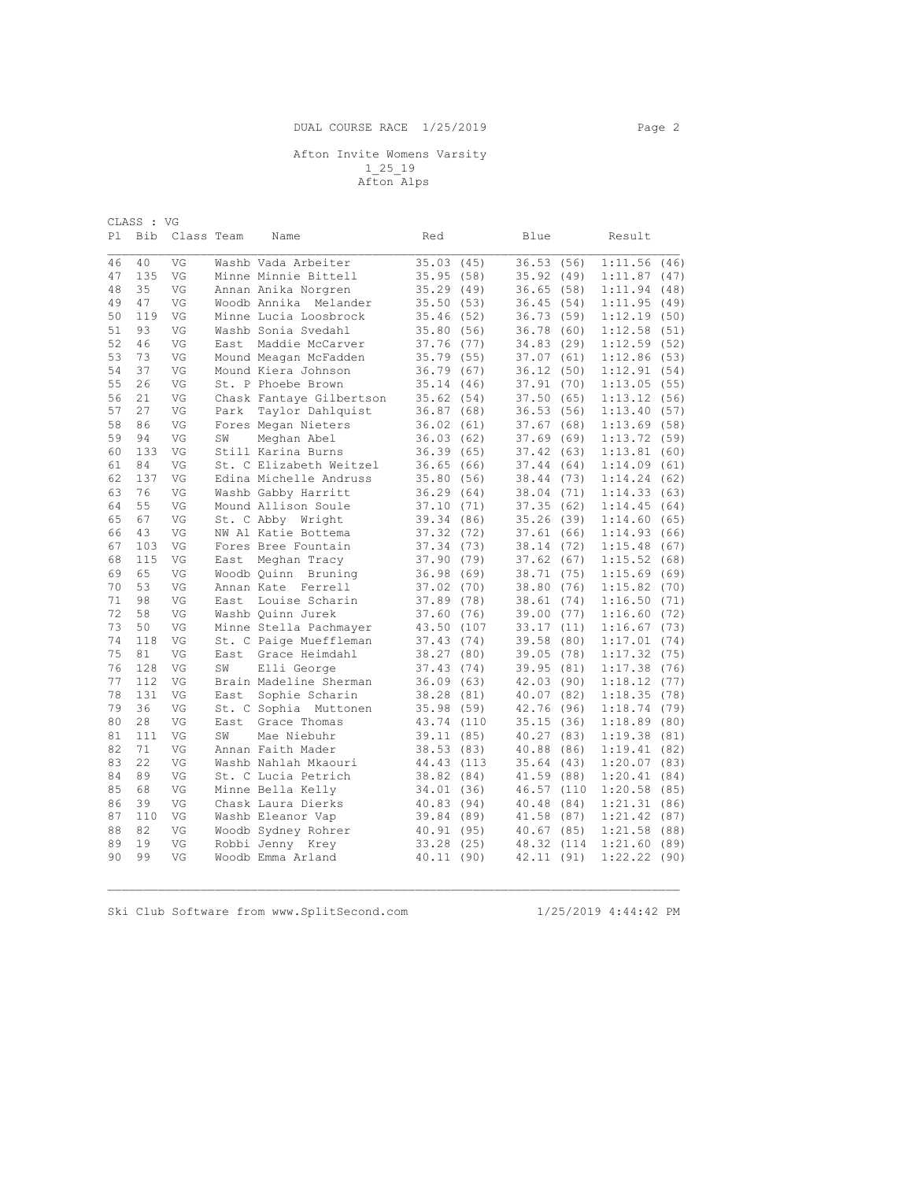DUAL COURSE RACE 1/25/2019

Afton Invite Womens Varsity
1_25_19
Afton Alps

CLASS : VG

| Pl | Bib | Class | Team | Name | Red | Blue | Result |
|---|---|---|---|---|---|---|---|
| 46 | 40 | VG | Washb | Vada Arbeiter | 35.03 (45) | 36.53 (56) | 1:11.56 (46) |
| 47 | 135 | VG | Minne | Minnie Bittell | 35.95 (58) | 35.92 (49) | 1:11.87 (47) |
| 48 | 35 | VG | Annan | Anika Norgren | 35.29 (49) | 36.65 (58) | 1:11.94 (48) |
| 49 | 47 | VG | Woodb | Annika Melander | 35.50 (53) | 36.45 (54) | 1:11.95 (49) |
| 50 | 119 | VG | Minne | Lucia Loosbrock | 35.46 (52) | 36.73 (59) | 1:12.19 (50) |
| 51 | 93 | VG | Washb | Sonia Svedahl | 35.80 (56) | 36.78 (60) | 1:12.58 (51) |
| 52 | 46 | VG | East | Maddie McCarver | 37.76 (77) | 34.83 (29) | 1:12.59 (52) |
| 53 | 73 | VG | Mound | Meagan McFadden | 35.79 (55) | 37.07 (61) | 1:12.86 (53) |
| 54 | 37 | VG | Mound | Kiera Johnson | 36.79 (67) | 36.12 (50) | 1:12.91 (54) |
| 55 | 26 | VG | St. P | Phoebe Brown | 35.14 (46) | 37.91 (70) | 1:13.05 (55) |
| 56 | 21 | VG | Chask | Fantaye Gilbertson | 35.62 (54) | 37.50 (65) | 1:13.12 (56) |
| 57 | 27 | VG | Park | Taylor Dahlquist | 36.87 (68) | 36.53 (56) | 1:13.40 (57) |
| 58 | 86 | VG | Fores | Megan Nieters | 36.02 (61) | 37.67 (68) | 1:13.69 (58) |
| 59 | 94 | VG | SW | Meghan Abel | 36.03 (62) | 37.69 (69) | 1:13.72 (59) |
| 60 | 133 | VG | Still | Karina Burns | 36.39 (65) | 37.42 (63) | 1:13.81 (60) |
| 61 | 84 | VG | St. C | Elizabeth Weitzel | 36.65 (66) | 37.44 (64) | 1:14.09 (61) |
| 62 | 137 | VG | Edina | Michelle Andruss | 35.80 (56) | 38.44 (73) | 1:14.24 (62) |
| 63 | 76 | VG | Washb | Gabby Harritt | 36.29 (64) | 38.04 (71) | 1:14.33 (63) |
| 64 | 55 | VG | Mound | Allison Soule | 37.10 (71) | 37.35 (62) | 1:14.45 (64) |
| 65 | 67 | VG | St. C | Abby Wright | 39.34 (86) | 35.26 (39) | 1:14.60 (65) |
| 66 | 43 | VG | NW Al | Katie Bottema | 37.32 (72) | 37.61 (66) | 1:14.93 (66) |
| 67 | 103 | VG | Fores | Bree Fountain | 37.34 (73) | 38.14 (72) | 1:15.48 (67) |
| 68 | 115 | VG | East | Meghan Tracy | 37.90 (79) | 37.62 (67) | 1:15.52 (68) |
| 69 | 65 | VG | Woodb | Quinn Bruning | 36.98 (69) | 38.71 (75) | 1:15.69 (69) |
| 70 | 53 | VG | Annan | Kate Ferrell | 37.02 (70) | 38.80 (76) | 1:15.82 (70) |
| 71 | 98 | VG | East | Louise Scharin | 37.89 (78) | 38.61 (74) | 1:16.50 (71) |
| 72 | 58 | VG | Washb | Quinn Jurek | 37.60 (76) | 39.00 (77) | 1:16.60 (72) |
| 73 | 50 | VG | Minne | Stella Pachmayer | 43.50 (107 | 33.17 (11) | 1:16.67 (73) |
| 74 | 118 | VG | St. C | Paige Mueffleman | 37.43 (74) | 39.58 (80) | 1:17.01 (74) |
| 75 | 81 | VG | East | Grace Heimdahl | 38.27 (80) | 39.05 (78) | 1:17.32 (75) |
| 76 | 128 | VG | SW | Elli George | 37.43 (74) | 39.95 (81) | 1:17.38 (76) |
| 77 | 112 | VG | Brain | Madeline Sherman | 36.09 (63) | 42.03 (90) | 1:18.12 (77) |
| 78 | 131 | VG | East | Sophie Scharin | 38.28 (81) | 40.07 (82) | 1:18.35 (78) |
| 79 | 36 | VG | St. C | Sophia Muttonen | 35.98 (59) | 42.76 (96) | 1:18.74 (79) |
| 80 | 28 | VG | East | Grace Thomas | 43.74 (110 | 35.15 (36) | 1:18.89 (80) |
| 81 | 111 | VG | SW | Mae Niebuhr | 39.11 (85) | 40.27 (83) | 1:19.38 (81) |
| 82 | 71 | VG | Annan | Faith Mader | 38.53 (83) | 40.88 (86) | 1:19.41 (82) |
| 83 | 22 | VG | Washb | Nahlah Mkaouri | 44.43 (113 | 35.64 (43) | 1:20.07 (83) |
| 84 | 89 | VG | St. C | Lucia Petrich | 38.82 (84) | 41.59 (88) | 1:20.41 (84) |
| 85 | 68 | VG | Minne | Bella Kelly | 34.01 (36) | 46.57 (110 | 1:20.58 (85) |
| 86 | 39 | VG | Chask | Laura Dierks | 40.83 (94) | 40.48 (84) | 1:21.31 (86) |
| 87 | 110 | VG | Washb | Eleanor Vap | 39.84 (89) | 41.58 (87) | 1:21.42 (87) |
| 88 | 82 | VG | Woodb | Sydney Rohrer | 40.91 (95) | 40.67 (85) | 1:21.58 (88) |
| 89 | 19 | VG | Robbi | Jenny Krey | 33.28 (25) | 48.32 (114 | 1:21.60 (89) |
| 90 | 99 | VG | Woodb | Emma Arland | 40.11 (90) | 42.11 (91) | 1:22.22 (90) |

Ski Club Software from www.SplitSecond.com 1/25/2019 4:44:42 PM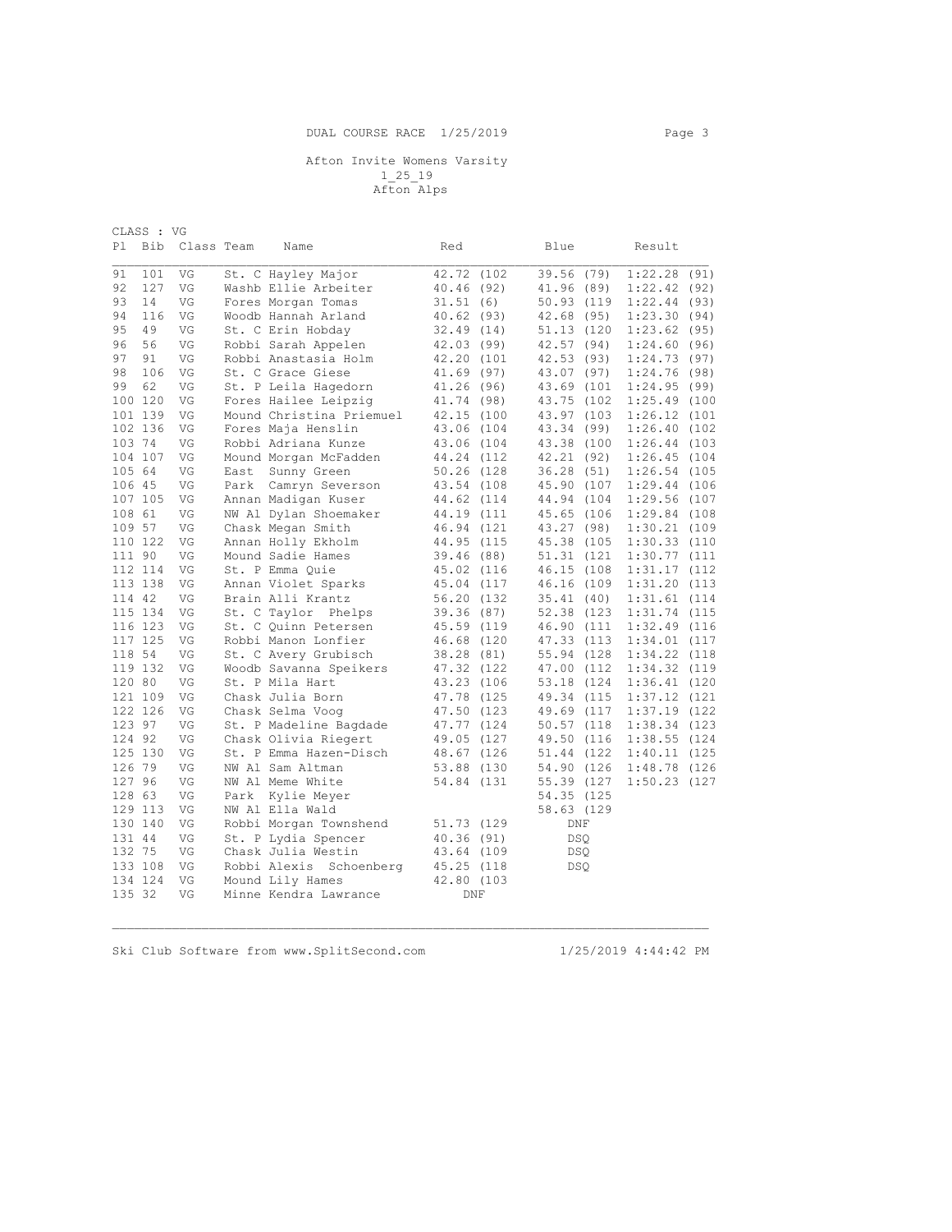DUAL COURSE RACE 1/25/2019

Afton Invite Womens Varsity
1_25_19
Afton Alps

CLASS : VG

| Pl | Bib | Class | Team | Name | Red | Blue | Result |
|---|---|---|---|---|---|---|---|
| 91 | 101 | VG | St. C | Hayley Major | 42.72 (102 | 39.56 (79) | 1:22.28 (91) |
| 92 | 127 | VG | Washb | Ellie Arbeiter | 40.46 (92) | 41.96 (89) | 1:22.42 (92) |
| 93 | 14 | VG | Fores | Morgan Tomas | 31.51 (6) | 50.93 (119 | 1:22.44 (93) |
| 94 | 116 | VG | Woodb | Hannah Arland | 40.62 (93) | 42.68 (95) | 1:23.30 (94) |
| 95 | 49 | VG | St. C | Erin Hobday | 32.49 (14) | 51.13 (120 | 1:23.62 (95) |
| 96 | 56 | VG | Robbi | Sarah Appelen | 42.03 (99) | 42.57 (94) | 1:24.60 (96) |
| 97 | 91 | VG | Robbi | Anastasia Holm | 42.20 (101 | 42.53 (93) | 1:24.73 (97) |
| 98 | 106 | VG | St. C | Grace Giese | 41.69 (97) | 43.07 (97) | 1:24.76 (98) |
| 99 | 62 | VG | St. P | Leila Hagedorn | 41.26 (96) | 43.69 (101 | 1:24.95 (99) |
| 100 | 120 | VG | Fores | Hailee Leipzig | 41.74 (98) | 43.75 (102 | 1:25.49 (100 |
| 101 | 139 | VG | Mound | Christina Priemuel | 42.15 (100 | 43.97 (103 | 1:26.12 (101 |
| 102 | 136 | VG | Fores | Maja Henslin | 43.06 (104 | 43.34 (99) | 1:26.40 (102 |
| 103 | 74 | VG | Robbi | Adriana Kunze | 43.06 (104 | 43.38 (100 | 1:26.44 (103 |
| 104 | 107 | VG | Mound | Morgan McFadden | 44.24 (112 | 42.21 (92) | 1:26.45 (104 |
| 105 | 64 | VG | East | Sunny Green | 50.26 (128 | 36.28 (51) | 1:26.54 (105 |
| 106 | 45 | VG | Park | Camryn Severson | 43.54 (108 | 45.90 (107 | 1:29.44 (106 |
| 107 | 105 | VG | Annan | Madigan Kuser | 44.62 (114 | 44.94 (104 | 1:29.56 (107 |
| 108 | 61 | VG | NW Al | Dylan Shoemaker | 44.19 (111 | 45.65 (106 | 1:29.84 (108 |
| 109 | 57 | VG | Chask | Megan Smith | 46.94 (121 | 43.27 (98) | 1:30.21 (109 |
| 110 | 122 | VG | Annan | Holly Ekholm | 44.95 (115 | 45.38 (105 | 1:30.33 (110 |
| 111 | 90 | VG | Mound | Sadie Hames | 39.46 (88) | 51.31 (121 | 1:30.77 (111 |
| 112 | 114 | VG | St. P | Emma Quie | 45.02 (116 | 46.15 (108 | 1:31.17 (112 |
| 113 | 138 | VG | Annan | Violet Sparks | 45.04 (117 | 46.16 (109 | 1:31.20 (113 |
| 114 | 42 | VG | Brain | Alli Krantz | 56.20 (132 | 35.41 (40) | 1:31.61 (114 |
| 115 | 134 | VG | St. C | Taylor Phelps | 39.36 (87) | 52.38 (123 | 1:31.74 (115 |
| 116 | 123 | VG | St. C | Quinn Petersen | 45.59 (119 | 46.90 (111 | 1:32.49 (116 |
| 117 | 125 | VG | Robbi | Manon Lonfier | 46.68 (120 | 47.33 (113 | 1:34.01 (117 |
| 118 | 54 | VG | St. C | Avery Grubisch | 38.28 (81) | 55.94 (128 | 1:34.22 (118 |
| 119 | 132 | VG | Woodb | Savanna Speikers | 47.32 (122 | 47.00 (112 | 1:34.32 (119 |
| 120 | 80 | VG | St. P | Mila Hart | 43.23 (106 | 53.18 (124 | 1:36.41 (120 |
| 121 | 109 | VG | Chask | Julia Born | 47.78 (125 | 49.34 (115 | 1:37.12 (121 |
| 122 | 126 | VG | Chask | Selma Voog | 47.50 (123 | 49.69 (117 | 1:37.19 (122 |
| 123 | 97 | VG | St. P | Madeline Bagdade | 47.77 (124 | 50.57 (118 | 1:38.34 (123 |
| 124 | 92 | VG | Chask | Olivia Riegert | 49.05 (127 | 49.50 (116 | 1:38.55 (124 |
| 125 | 130 | VG | St. P | Emma Hazen-Disch | 48.67 (126 | 51.44 (122 | 1:40.11 (125 |
| 126 | 79 | VG | NW Al | Sam Altman | 53.88 (130 | 54.90 (126 | 1:48.78 (126 |
| 127 | 96 | VG | NW Al | Meme White | 54.84 (131 | 55.39 (127 | 1:50.23 (127 |
| 128 | 63 | VG | Park | Kylie Meyer | | 54.35 (125 | |
| 129 | 113 | VG | NW Al | Ella Wald | | 58.63 (129 | |
| 130 | 140 | VG | Robbi | Morgan Townshend | 51.73 (129 | DNF | |
| 131 | 44 | VG | St. P | Lydia Spencer | 40.36 (91) | DSQ | |
| 132 | 75 | VG | Chask | Julia Westin | 43.64 (109 | DSQ | |
| 133 | 108 | VG | Robbi | Alexis Schoenberg | 45.25 (118 | DSQ | |
| 134 | 124 | VG | Mound | Lily Hames | 42.80 (103 | | |
| 135 | 32 | VG | Minne | Kendra Lawrance | DNF | | |

Ski Club Software from www.SplitSecond.com 1/25/2019 4:44:42 PM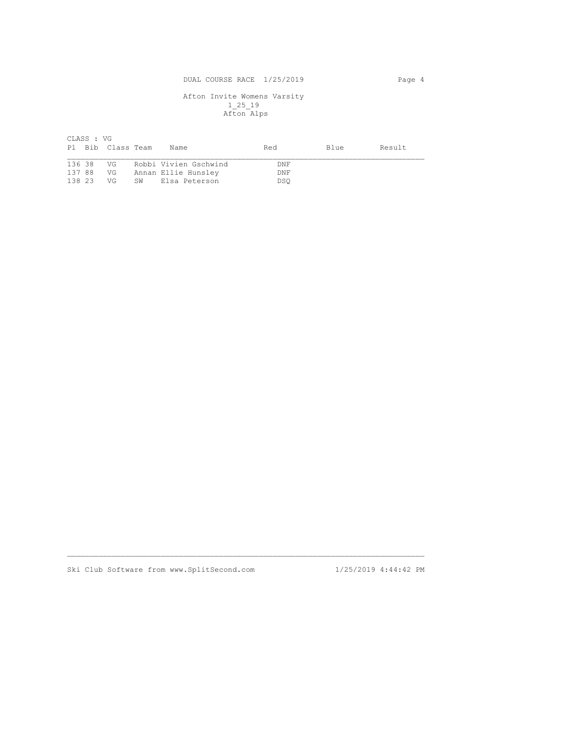DUAL COURSE RACE 1/25/2019

Afton Invite Womens Varsity
1_25_19
Afton Alps

CLASS : VG

| Pl | Bib | Class | Team | Name | Red | Blue | Result |
|---|---|---|---|---|---|---|---|
| 136 | 38 | VG | Robbi | Vivien Gschwind | DNF | | |
| 137 | 88 | VG | Annan | Ellie Hunsley | DNF | | |
| 138 | 23 | VG | SW | Elsa Peterson | DSQ | | |

Ski Club Software from www.SplitSecond.com 1/25/2019 4:44:42 PM